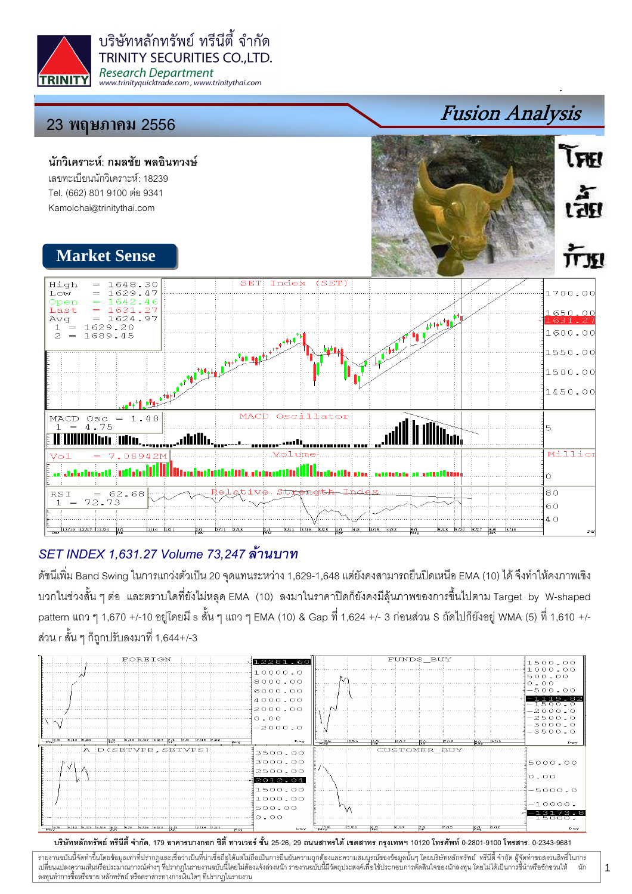บริษัทหลักทรัพย์ ทรีนีตี้ จำกัด
TRINITY SECURITIES CO.,LTD.
*Research Department*
www.trinityquicktrade.com , www.trinitythai.com

## 23 พฤษภาคม 2556

# *Fusion Analysis*

**นักวิเคราะห์: กมลชัย พลอินทวงษ์**
เลขทะเบียนนักวิเคราะห์: 18239
Tel. (662) 801 9100 ต่อ 9341
Kamolchai@trinitythai.com

## Market Sense

### *SET INDEX 1,631.27 Volume 73,247 ล้านบาท*

ดัชนีเพิ่ม Band Swing ในการแกว่งตัวเป็น 20 จุดแทนระหว่าง 1,629-1,648 แต่ยังคงสามารถยืนปิดเหนือ EMA (10) ได้ จึงทำให้คงภาพเชิงบวกในช่วงสั้น ๆ ต่อ และตราบใดที่ยังไม่หลุด EMA (10) ลงมาในราคาปิดก็ยังคงมีลุ้นภาพของการขึ้นไปตาม Target by W-shaped pattern แถว ๆ 1,670 +/-10 อยู่โดยมี s สั้น ๆ แถว ๆ EMA (10) & Gap ที่ 1,624 +/- 3 ก่อนส่วน S ถัดไปก็ยังอยู่ WMA (5) ที่ 1,610 +/- ส่วน r สั้น ๆ ก็ถูกปรับลงมาที่ 1,644+/-3

บริษัทหลักทรัพย์ ทรีนีตี้ จำกัด, 179 อาคารบางกอก ซิตี้ ทาวเวอร์ ชั้น 25-26, 29 ถนนสาทรใต้ เขตสาทร กรุงเทพฯ 10120 โทรศัพท์ 0-2801-9100 โทรสาร. 0-2343-9681

รายงานฉบับนี้จัดทำขึ้นโดยข้อมูลเท่าที่ปรากฏและเชื่อว่าเป็นที่น่าเชื่อถือได้แต่ไม่ถือเป็นการยืนยันความถูกต้องและความสมบูรณ์ของข้อมูลนั้นๆ โดยบริษัทหลักทรัพย์ ทรีนีตี้ จำกัด ผู้จัดทำขอสงวนสิทธิ์ในการเปลี่ยนแปลงความเห็นหรือประมาณการณ์ต่างๆ ที่ปรากฏในรายงานฉบับนี้โดยไม่ต้องแจ้งล่วงหน้า รายงานฉบับนี้มีวัตถุประสงค์เพื่อใช้ประกอบการตัดสินใจของนักลงทุน โดยไม่ได้เป็นการชี้นำหรือชักชวนให้นักลงทุนทำการซื้อหรือขาย หลักทรัพย์ หรือตราสารทางการเงินใดๆ ที่ปรากฏในรายงาน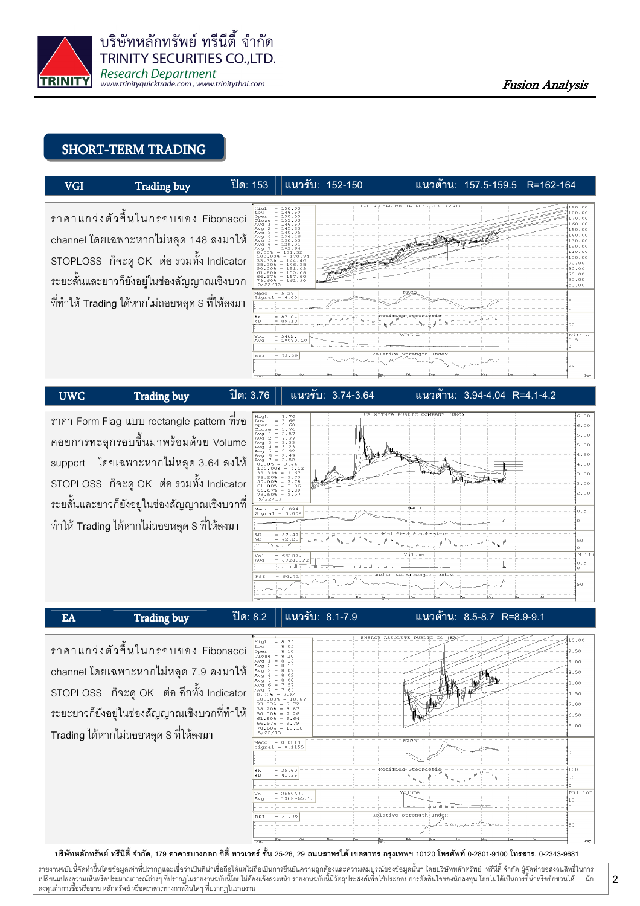## SHORT-TERM TRADING

| VGI | Trading buy | ปิด: 153 | แนวรับ: 152-150 | แนวต้าน: 157.5-159.5 R=162-164 |
|---|---|---|---|---|

ราคาแกว่งตัวขึ้นในกรอบของ Fibonacci channel โดยเฉพาะหากไม่หลุด 148 ลงมาให้ STOPLOSS ก็จะดู OK ต่อ รวมทั้ง Indicator ระยะสั้นและยาวก็ยังอยู่ในช่องสัญญาณเชิงบวก ที่ทำให้ Trading ได้หากไม่ถอยหลุด S ที่ให้ลงมา

| UWC | Trading buy | ปิด: 3.76 | แนวรับ: 3.74-3.64 | แนวต้าน: 3.94-4.04 R=4.1-4.2 |
|---|---|---|---|---|

ราคา Form Flag แบบ rectangle pattern ที่รอคอยการทะลุกรอบขึ้นมาพร้อมด้วย Volume support โดยเฉพาะหากไม่หลุด 3.64 ลงให้ STOPLOSS ก็จะดู OK ต่อ รวมทั้ง Indicator ระยะสั้นและยาวก็ยังอยู่ในช่องสัญญาณเชิงบวกที่ทำให้ Trading ได้หากไม่ถอยหลุด S ที่ให้ลงมา

| EA | Trading buy | ปิด: 8.2 | แนวรับ: 8.1-7.9 | แนวต้าน: 8.5-8.7 R=8.9-9.1 |
|---|---|---|---|---|

ราคาแกว่งตัวขึ้นในกรอบของ Fibonacci channel โดยเฉพาะหากไม่หลุด 7.9 ลงมาให้ STOPLOSS ก็จะดู OK ต่อ อีกทั้ง Indicator ระยะยาวก็ยังอยู่ในช่องสัญญาณเชิงบวกที่ทำให้ Trading ได้หากไม่ถอยหลุด S ที่ให้ลงมา

**บริษัทหลักทรัพย์ ทรีนีตี้ จำกัด, 179 อาคารบางกอก ซิตี้ ทาวเวอร์ ชั้น 25-26, 29 ถนนสาทรใต้ เขตสาทร กรุงเทพฯ 10120 โทรศัพท์ 0-2801-9100 โทรสาร. 0-2343-9681**

รายงานฉบับนี้จัดทำขึ้นโดยข้อมูลเท่าที่ปรากฏและเชื่อว่าเป็นที่น่าเชื่อถือได้แต่ไม่ถือเป็นการยืนยันความถูกต้องและความสมบูรณ์ของข้อมูลนั้นๆ โดยบริษัทหลักทรัพย์ ทรีนีตี้ จำกัด ผู้จัดทำขอสงวนสิทธิ์ในการเปลี่ยนแปลงความเห็นหรือประมาณการณ์ต่างๆ ที่ปรากฏในรายงานฉบับนี้โดยไม่ต้องแจ้งล่วงหน้า รายงานฉบับนี้มีวัตถุประสงค์เพื่อใช้ประกอบการตัดสินใจของนักลงทุน โดยไม่ได้เป็นการชี้นำหรือชักชวนให้นักลงทุนทำการซื้อหรือขาย หลักทรัพย์ หรือตราสารทางการเงินใดๆ ที่ปรากฏในรายงาน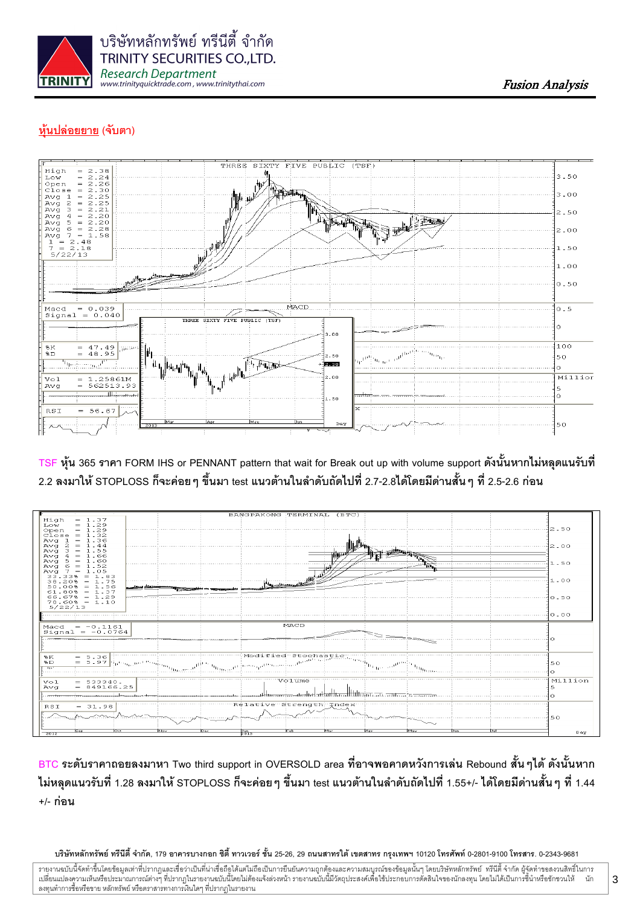## หุ้นปล่อยยาย (จับตา)

THREE SIXTY FIVE PUBLIC (TSF)

High = 2.38
Low = 2.24
Open = 2.26
Close = 2.30
Avg 1 = 2.25
Avg 2 = 2.25
Avg 3 = 2.21
Avg 4 = 2.20
Avg 5 = 2.20
Avg 6 = 2.28
Avg 7 = 1.58
1 = 2.48
7 = 2.18
5/22/13

3.50
3.00
2.50
2.00
1.50
1.00
0.50

MACD
Macd = 0.039
Signal = 0.040
0.5
0

%K = 47.49
%D = 48.95
100
50
0

Vol = 1.25861M
Avg = 562513.93
Million
5
0

RSI = 56.67
50

THREE SIXTY FIVE PUBLIC (TSF)
3.00
2.50
2.30
2.00
1.50
2013 Mar Apr May Jun Day

TSF หุ้น 365 ราคา FORM IHS or PENNANT pattern that wait for Break out up with volume support **ดังนั้นหากไม่หลุดแนวรับที่ 2.2 ลงมาให้ STOPLOSS ก็จะค่อยๆ ขึ้นมา test แนวต้านในลำดับถัดไปที่ 2.7-2.8ได้โดยมีด่านสั้นๆ ที่ 2.5-2.6 ก่อน**

BANGPAKONG TERMINAL (BTC)

High = 1.37
Low = 1.29
Open = 1.29
Close = 1.32
Avg 1 = 1.36
Avg 2 = 1.44
Avg 3 = 1.55
Avg 4 = 1.66
Avg 5 = 1.60
Avg 6 = 1.52
Avg 7 = 1.05
33.33% = 1.83
38.20% = 1.75
50.00% = 1.56
61.80% = 1.37
66.67% = 1.29
78.60% = 1.10
5/22/13

2.50
2.00
1.50
1.00
0.50
0.00

MACD
Macd = -0.1161
Signal = -0.0764
0

Modified Stochastic
%K = 5.36
%D = 5.97
50
0

Volume
Vol = 533340.
Avg = 849166.25
Million
5
0

Relative Strength Index
RSI = 31.98
50

2012 Sep Oct Nov Dec Jan 2013 Feb Mar Apr May Jun Jul Day

BTC **ระดับราคาถอยลงมาหา** Two third support in OVERSOLD area **ที่อาจพอคาดหวังการเล่น** Rebound **สั้นๆได้ ดังนั้นหากไม่หลุดแนวรับที่** 1.28 **ลงมาให้** STOPLOSS **ก็จะค่อยๆ ขึ้นมา** test **แนวต้านในลำดับถัดไปที่** 1.55+/- **ได้โดยมีด่านสั้นๆ ที่** 1.44 +/- **ก่อน**

**บริษัทหลักทรัพย์ ทรีนีตี้ จำกัด, 179 อาคารบางกอก ซิตี้ ทาวเวอร์ ชั้น 25-26, 29 ถนนสาทรใต้ เขตสาทร กรุงเทพฯ 10120 โทรศัพท์ 0-2801-9100 โทรสาร. 0-2343-9681**

รายงานฉบับนี้จัดทำขึ้นโดยข้อมูลเท่าที่ปรากฏและเชื่อว่าเป็นที่น่าเชื่อถือได้แต่ไม่ถือเป็นการยืนยันความถูกต้องและความสมบูรณ์ของข้อมูลนั้นๆ โดยบริษัทหลักทรัพย์ ทรีนีตี้ จำกัด ผู้จัดทำขอสงวนสิทธิ์ในการเปลี่ยนแปลงความเห็นหรือประมาณการณ์ต่างๆ ที่ปรากฏในรายงานฉบับนี้โดยไม่ต้องแจ้งล่วงหน้า รายงานฉบับนี้มีวัตถุประสงค์เพื่อใช้ประกอบการตัดสินใจของนักลงทุน โดยไม่ได้เป็นการชี้นำหรือชักชวนให้ นักลงทุนทำการซื้อหรือขาย หลักทรัพย์ หรือตราสารทางการเงินใดๆ ที่ปรากฏในรายงาน